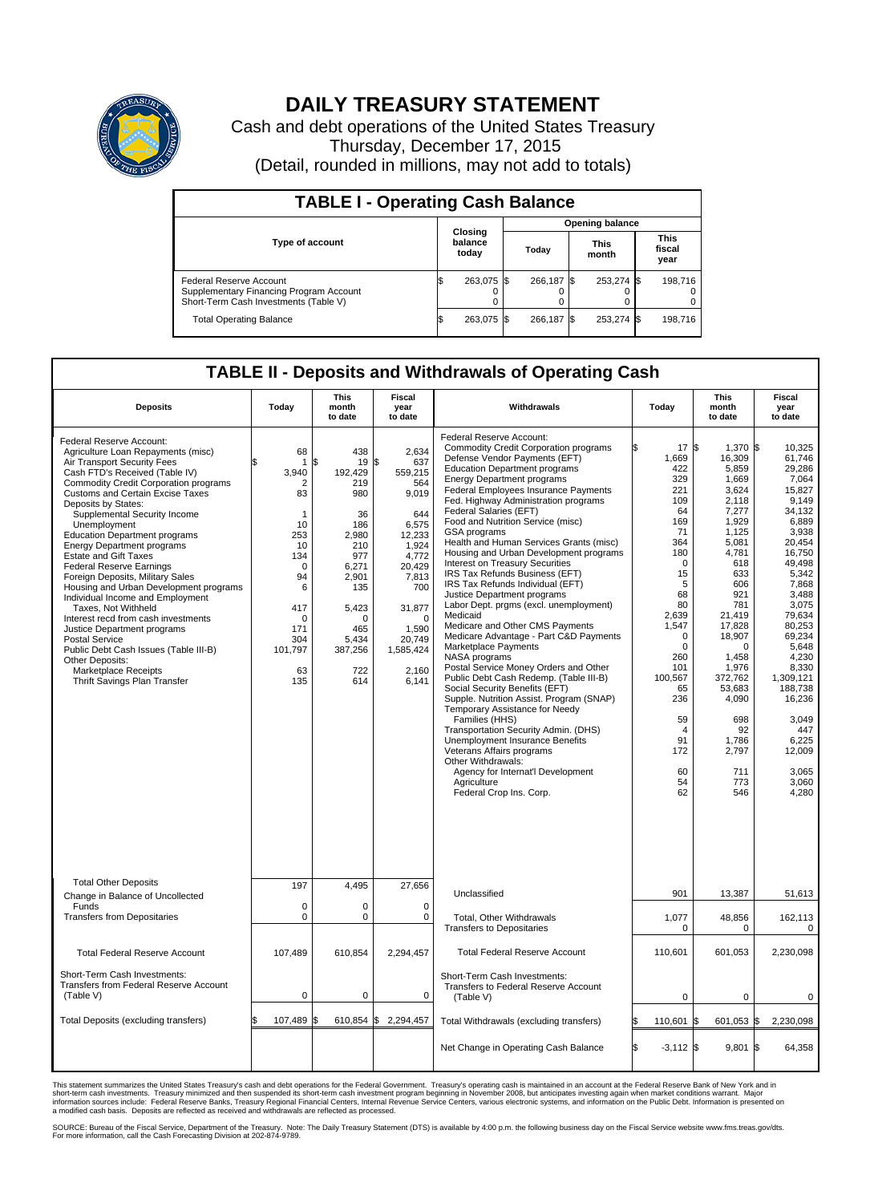# DAILY TREASURY STATEMENT

Cash and debt operations of the United States Treasury

Thursday, December 17, 2015

(Detail, rounded in millions, may not add to totals)

## TABLE I - Operating Cash Balance

| Type of account | Closing balance today | Opening balance Today | Opening balance This month | Opening balance This fiscal year |
|---|---|---|---|---|
| Federal Reserve Account | $ 263,075 | $ 266,187 | $ 253,274 | $ 198,716 |
| Supplementary Financing Program Account | 0 | 0 | 0 | 0 |
| Short-Term Cash Investments (Table V) | 0 | 0 | 0 | 0 |
| Total Operating Balance | $ 263,075 | $ 266,187 | $ 253,274 | $ 198,716 |

## TABLE II - Deposits and Withdrawals of Operating Cash

| Deposits | Today | This month to date | Fiscal year to date |
|---|---|---|---|
| Federal Reserve Account: | | | |
| Agriculture Loan Repayments (misc) | $ 68 | $ 438 | $ 2,634 |
| Air Transport Security Fees | 1 | 19 | 637 |
| Cash FTD's Received (Table IV) | 3,940 | 192,429 | 559,215 |
| Commodity Credit Corporation programs | 2 | 219 | 564 |
| Customs and Certain Excise Taxes | 83 | 980 | 9,019 |
| Deposits by States: | | | |
| Supplemental Security Income | 1 | 36 | 644 |
| Unemployment | 10 | 186 | 6,575 |
| Education Department programs | 253 | 2,980 | 12,233 |
| Energy Department programs | 10 | 210 | 1,924 |
| Estate and Gift Taxes | 134 | 977 | 4,772 |
| Federal Reserve Earnings | 0 | 6,271 | 20,429 |
| Foreign Deposits, Military Sales | 94 | 2,901 | 7,813 |
| Housing and Urban Development programs | 6 | 135 | 700 |
| Individual Income and Employment Taxes, Not Withheld | 417 | 5,423 | 31,877 |
| Interest recd from cash investments | 0 | 0 | 0 |
| Justice Department programs | 171 | 465 | 1,590 |
| Postal Service | 304 | 5,434 | 20,749 |
| Public Debt Cash Issues (Table III-B) | 101,797 | 387,256 | 1,585,424 |
| Other Deposits: | | | |
| Marketplace Receipts | 63 | 722 | 2,160 |
| Thrift Savings Plan Transfer | 135 | 614 | 6,141 |
| Total Other Deposits | 197 | 4,495 | 27,656 |
| Change in Balance of Uncollected Funds | 0 | 0 | 0 |
| Transfers from Depositaries | 0 | 0 | 0 |
| Total Federal Reserve Account | 107,489 | 610,854 | 2,294,457 |
| Short-Term Cash Investments: Transfers from Federal Reserve Account (Table V) | 0 | 0 | 0 |
| Total Deposits (excluding transfers) | $ 107,489 | $ 610,854 | $ 2,294,457 |

| Withdrawals | Today | This month to date | Fiscal year to date |
|---|---|---|---|
| Federal Reserve Account: | | | |
| Commodity Credit Corporation programs | $ 17 | $ 1,370 | $ 10,325 |
| Defense Vendor Payments (EFT) | 1,669 | 16,309 | 61,746 |
| Education Department programs | 422 | 5,859 | 29,286 |
| Energy Department programs | 329 | 1,669 | 7,064 |
| Federal Employees Insurance Payments | 221 | 3,624 | 15,827 |
| Fed. Highway Administration programs | 109 | 2,118 | 9,149 |
| Federal Salaries (EFT) | 64 | 7,277 | 34,132 |
| Food and Nutrition Service (misc) | 169 | 1,929 | 6,889 |
| GSA programs | 71 | 1,125 | 3,938 |
| Health and Human Services Grants (misc) | 364 | 5,081 | 20,454 |
| Housing and Urban Development programs | 180 | 4,781 | 16,750 |
| Interest on Treasury Securities | 0 | 618 | 49,498 |
| IRS Tax Refunds Business (EFT) | 15 | 633 | 5,342 |
| IRS Tax Refunds Individual (EFT) | 5 | 606 | 7,868 |
| Justice Department programs | 68 | 921 | 3,488 |
| Labor Dept. prgms (excl. unemployment) | 80 | 781 | 3,075 |
| Medicaid | 2,639 | 21,419 | 79,634 |
| Medicare and Other CMS Payments | 1,547 | 17,828 | 80,253 |
| Medicare Advantage - Part C&D Payments | 0 | 18,907 | 69,234 |
| Marketplace Payments | 0 | 0 | 5,648 |
| NASA programs | 260 | 1,458 | 4,230 |
| Postal Service Money Orders and Other | 101 | 1,976 | 8,330 |
| Public Debt Cash Redemp. (Table III-B) | 100,567 | 372,762 | 1,309,121 |
| Social Security Benefits (EFT) | 65 | 53,683 | 188,738 |
| Supple. Nutrition Assist. Program (SNAP) | 236 | 4,090 | 16,236 |
| Temporary Assistance for Needy Families (HHS) | 59 | 698 | 3,049 |
| Transportation Security Admin. (DHS) | 4 | 92 | 447 |
| Unemployment Insurance Benefits | 91 | 1,786 | 6,225 |
| Veterans Affairs programs | 172 | 2,797 | 12,009 |
| Other Withdrawals: | | | |
| Agency for Internat'l Development | 60 | 711 | 3,065 |
| Agriculture | 54 | 773 | 3,060 |
| Federal Crop Ins. Corp. | 62 | 546 | 4,280 |
| Unclassified | 901 | 13,387 | 51,613 |
| Total, Other Withdrawals | 1,077 | 48,856 | 162,113 |
| Transfers to Depositaries | 0 | 0 | 0 |
| Total Federal Reserve Account | 110,601 | 601,053 | 2,230,098 |
| Short-Term Cash Investments: Transfers to Federal Reserve Account (Table V) | 0 | 0 | 0 |
| Total Withdrawals (excluding transfers) | $ 110,601 | $ 601,053 | $ 2,230,098 |
| Net Change in Operating Cash Balance | $ -3,112 | $ 9,801 | $ 64,358 |

This statement summarizes the United States Treasury's cash and debt operations for the Federal Government. Treasury's operating cash is maintained in an account at the Federal Reserve Bank of New York and in short-term cash investments. Treasury minimized and then suspended its short-term cash investment program beginning in November 2008, but anticipates investing again when market conditions warrant. Major information sources include: Federal Reserve Banks, Treasury Regional Financial Centers, Internal Revenue Service Centers, various electronic systems, and information on the Public Debt. Information is presented on a modified cash basis. Deposits are reflected as received and withdrawals are reflected as processed.

SOURCE: Bureau of the Fiscal Service, Department of the Treasury. Note: The Daily Treasury Statement (DTS) is available by 4:00 p.m. the following business day on the Fiscal Service website www.fms.treas.gov/dts. For more information, call the Cash Forecasting Division at 202-874-9789.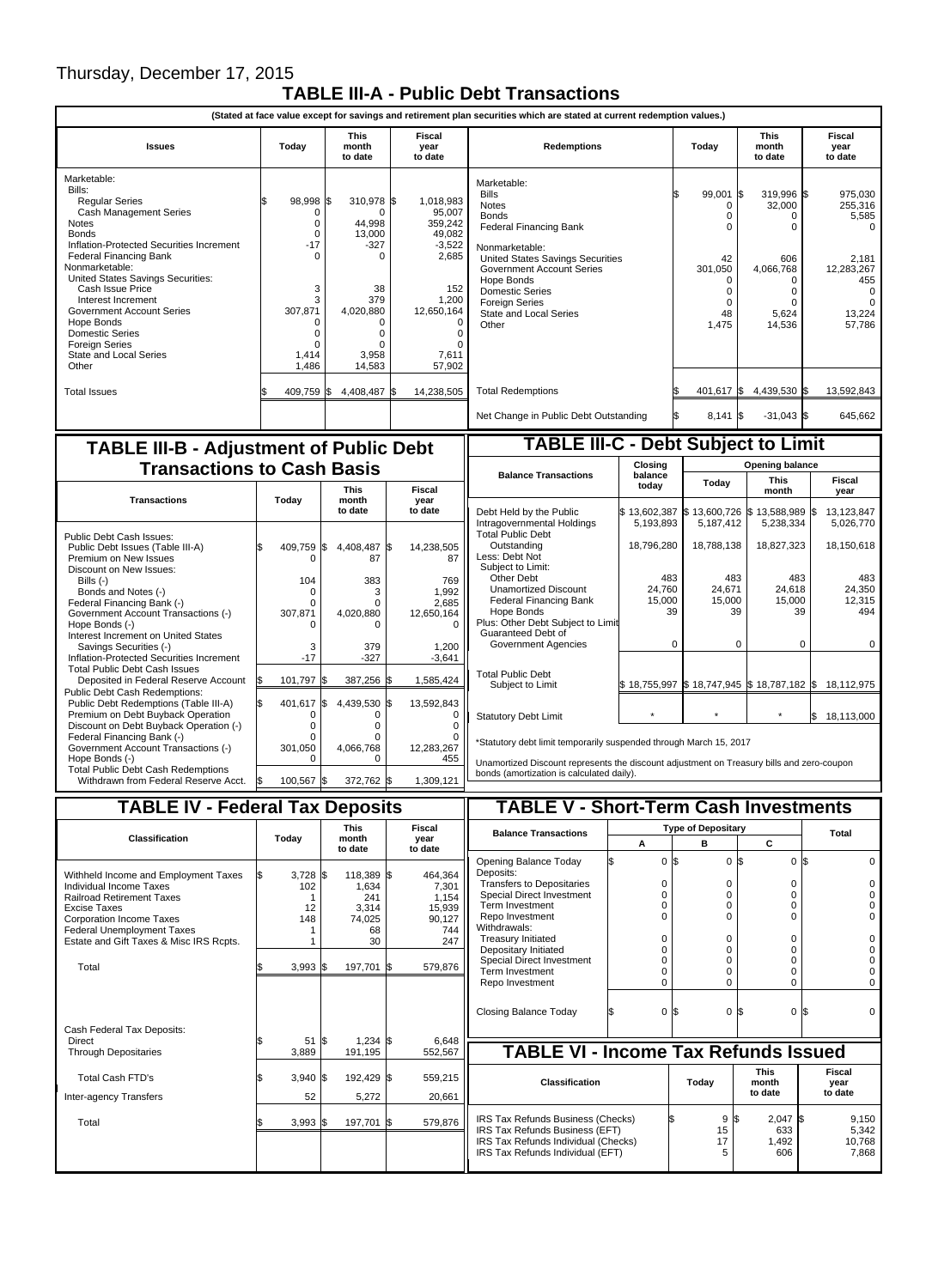Thursday, December 17, 2015

# TABLE III-A - Public Debt Transactions

(Stated at face value except for savings and retirement plan securities which are stated at current redemption values.)

| Issues | Today | This month to date | Fiscal year to date | Redemptions | Today | This month to date | Fiscal year to date |
|---|---|---|---|---|---|---|---|
| Marketable: | | | | Marketable: | | | |
| Bills: | | | | Bills | $ 99,001 | $ 319,996 | $ 975,030 |
| Regular Series | $ 98,998 | $ 310,978 | $ 1,018,983 | Notes | 0 | 32,000 | 255,316 |
| Cash Management Series | 0 | 0 | 95,007 | Bonds | 0 | 0 | 5,585 |
| Notes | 0 | 44,998 | 359,242 | Federal Financing Bank | 0 | 0 | 0 |
| Bonds | 0 | 13,000 | 49,082 | | | | |
| Inflation-Protected Securities Increment | -17 | -327 | -3,522 | Nonmarketable: | | | |
| Federal Financing Bank | 0 | 0 | 2,685 | United States Savings Securities | 42 | 606 | 2,181 |
| Nonmarketable: | | | | Government Account Series | 301,050 | 4,066,768 | 12,283,267 |
| United States Savings Securities: | | | | Hope Bonds | 0 | 0 | 455 |
| Cash Issue Price | 3 | 38 | 152 | Domestic Series | 0 | 0 | 0 |
| Interest Increment | 3 | 379 | 1,200 | Foreign Series | 0 | 0 | 0 |
| Government Account Series | 307,871 | 4,020,880 | 12,650,164 | State and Local Series | 48 | 5,624 | 13,224 |
| Hope Bonds | 0 | 0 | 0 | Other | 1,475 | 14,536 | 57,786 |
| Domestic Series | 0 | 0 | 0 | | | | |
| Foreign Series | 0 | 0 | 0 | | | | |
| State and Local Series | 1,414 | 3,958 | 7,611 | | | | |
| Other | 1,486 | 14,583 | 57,902 | | | | |
| Total Issues | $ 409,759 | $ 4,408,487 | $ 14,238,505 | Total Redemptions | $ 401,617 | $ 4,439,530 | $ 13,592,843 |
| | | | | Net Change in Public Debt Outstanding | $ 8,141 | $ -31,043 | $ 645,662 |

# TABLE III-B - Adjustment of Public Debt Transactions to Cash Basis

| Transactions | Today | This month to date | Fiscal year to date |
|---|---|---|---|
| Public Debt Cash Issues: | | | |
| Public Debt Issues (Table III-A) | $ 409,759 | $ 4,408,487 | $ 14,238,505 |
| Premium on New Issues | 0 | 87 | 87 |
| Discount on New Issues: | | | |
| Bills (-) | 104 | 383 | 769 |
| Bonds and Notes (-) | 0 | 3 | 1,992 |
| Federal Financing Bank (-) | 0 | 0 | 2,685 |
| Government Account Transactions (-) | 307,871 | 4,020,880 | 12,650,164 |
| Hope Bonds (-) | 0 | 0 | 0 |
| Interest Increment on United States Savings Securities (-) | 3 | 379 | 1,200 |
| Inflation-Protected Securities Increment | -17 | -327 | -3,641 |
| Total Public Debt Cash Issues Deposited in Federal Reserve Account | $ 101,797 | $ 387,256 | $ 1,585,424 |
| Public Debt Cash Redemptions: | | | |
| Public Debt Redemptions (Table III-A) | $ 401,617 | $ 4,439,530 | $ 13,592,843 |
| Premium on Debt Buyback Operation | 0 | 0 | 0 |
| Discount on Debt Buyback Operation (-) | 0 | 0 | 0 |
| Federal Financing Bank (-) | 0 | 0 | 0 |
| Government Account Transactions (-) | 301,050 | 4,066,768 | 12,283,267 |
| Hope Bonds (-) | 0 | 0 | 455 |
| Total Public Debt Cash Redemptions Withdrawn from Federal Reserve Acct. | $ 100,567 | $ 372,762 | $ 1,309,121 |

# TABLE III-C - Debt Subject to Limit

| Balance Transactions | Closing balance today | Opening balance Today | Opening balance This month | Opening balance Fiscal year |
|---|---|---|---|---|
| Debt Held by the Public | $ 13,602,387 | $ 13,600,726 | $ 13,588,989 | $ 13,123,847 |
| Intragovernmental Holdings | 5,193,893 | 5,187,412 | 5,238,334 | 5,026,770 |
| Total Public Debt Outstanding | 18,796,280 | 18,788,138 | 18,827,323 | 18,150,618 |
| Less: Debt Not Subject to Limit: | | | | |
| Other Debt | 483 | 483 | 483 | 483 |
| Unamortized Discount | 24,760 | 24,671 | 24,618 | 24,350 |
| Federal Financing Bank | 15,000 | 15,000 | 15,000 | 12,315 |
| Hope Bonds | 39 | 39 | 39 | 494 |
| Plus: Other Debt Subject to Limit | | | | |
| Guaranteed Debt of Government Agencies | 0 | 0 | 0 | 0 |
| Total Public Debt Subject to Limit | $ 18,755,997 | $ 18,747,945 | $ 18,787,182 | $ 18,112,975 |
| Statutory Debt Limit | * | * | * | $ 18,113,000 |

*Statutory debt limit temporarily suspended through March 15, 2017

Unamortized Discount represents the discount adjustment on Treasury bills and zero-coupon bonds (amortization is calculated daily).

# TABLE IV - Federal Tax Deposits

| Classification | Today | This month to date | Fiscal year to date |
|---|---|---|---|
| Withheld Income and Employment Taxes | $ 3,728 | $ 118,389 | $ 464,364 |
| Individual Income Taxes | 102 | 1,634 | 7,301 |
| Railroad Retirement Taxes | 1 | 241 | 1,154 |
| Excise Taxes | 12 | 3,314 | 15,939 |
| Corporation Income Taxes | 148 | 74,025 | 90,127 |
| Federal Unemployment Taxes | 1 | 68 | 744 |
| Estate and Gift Taxes & Misc IRS Rcpts. | 1 | 30 | 247 |
| Total | $ 3,993 | $ 197,701 | $ 579,876 |
| Cash Federal Tax Deposits: | | | |
| Direct | $ 51 | $ 1,234 | $ 6,648 |
| Through Depositaries | 3,889 | 191,195 | 552,567 |
| Total Cash FTD's | $ 3,940 | $ 192,429 | $ 559,215 |
| Inter-agency Transfers | 52 | 5,272 | 20,661 |
| Total | $ 3,993 | $ 197,701 | $ 579,876 |

# TABLE V - Short-Term Cash Investments

| Balance Transactions | Type of Depositary A | Type of Depositary B | Type of Depositary C | Total |
|---|---|---|---|---|
| Opening Balance Today | $ 0 | $ 0 | $ 0 | $ 0 |
| Deposits: | | | | |
| Transfers to Depositaries | 0 | 0 | 0 | 0 |
| Special Direct Investment | 0 | 0 | 0 | 0 |
| Term Investment | 0 | 0 | 0 | 0 |
| Repo Investment | 0 | 0 | 0 | 0 |
| Withdrawals: | | | | |
| Treasury Initiated | 0 | 0 | 0 | 0 |
| Depositary Initiated | 0 | 0 | 0 | 0 |
| Special Direct Investment | 0 | 0 | 0 | 0 |
| Term Investment | 0 | 0 | 0 | 0 |
| Repo Investment | 0 | 0 | 0 | 0 |
| Closing Balance Today | $ 0 | $ 0 | $ 0 | $ 0 |

# TABLE VI - Income Tax Refunds Issued

| Classification | Today | This month to date | Fiscal year to date |
|---|---|---|---|
| IRS Tax Refunds Business (Checks) | $ 9 | $ 2,047 | $ 9,150 |
| IRS Tax Refunds Business (EFT) | 15 | 633 | 5,342 |
| IRS Tax Refunds Individual (Checks) | 17 | 1,492 | 10,768 |
| IRS Tax Refunds Individual (EFT) | 5 | 606 | 7,868 |